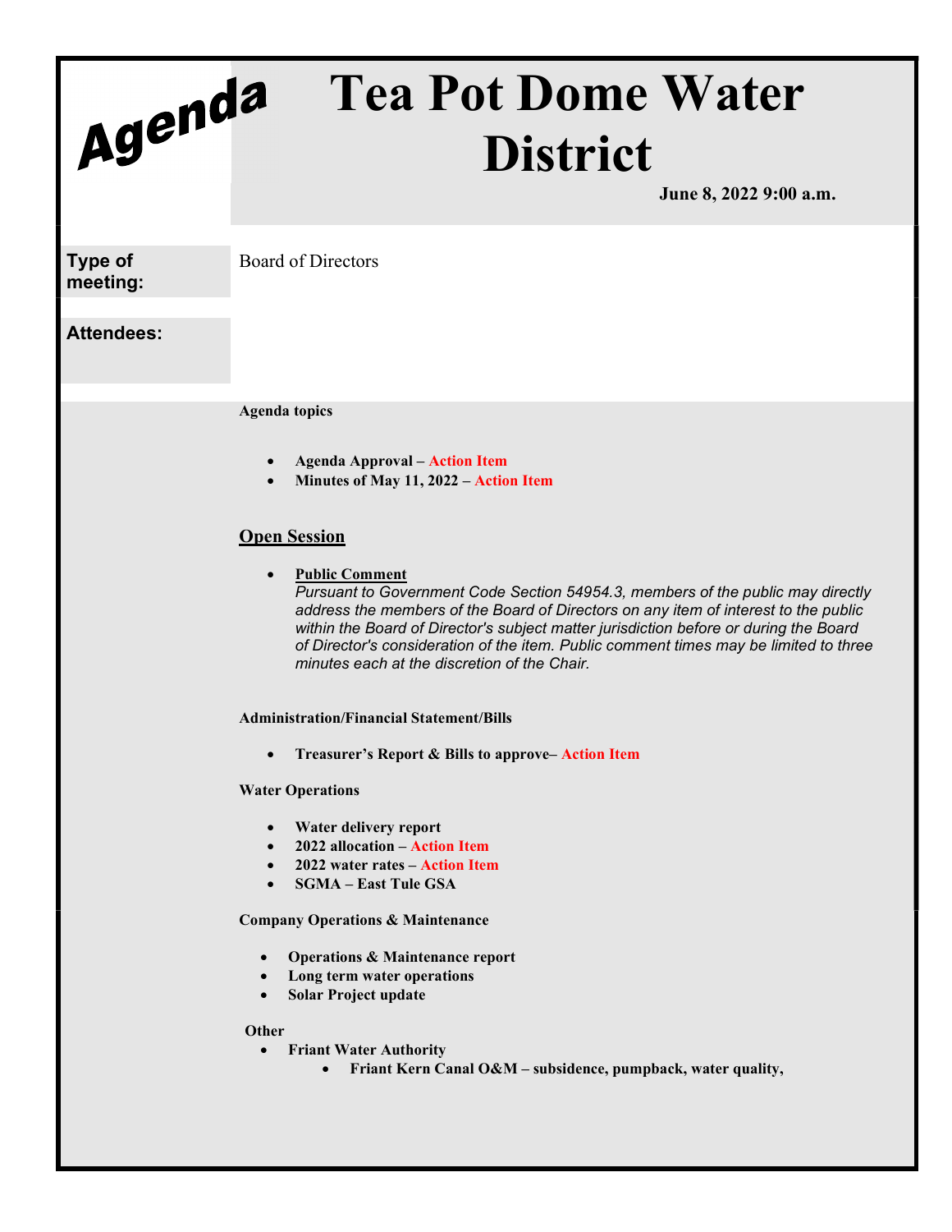# Agenda

# Tea Pot Dome Water District

**June 8, 2022 9:00 a.m.**

**Type of meeting:** Board of Directors

**Attendees:**

**Agenda topics**

- **Agenda Approval – Action Item**
- **Minutes of May 11, 2022 – Action Item**

## Open Session

- **Public Comment**
  *Pursuant to Government Code Section 54954.3, members of the public may directly address the members of the Board of Directors on any item of interest to the public within the Board of Director's subject matter jurisdiction before or during the Board of Director's consideration of the item. Public comment times may be limited to three minutes each at the discretion of the Chair.*

**Administration/Financial Statement/Bills**

- **Treasurer's Report & Bills to approve– Action Item**

**Water Operations**

- **Water delivery report**
- **2022 allocation – Action Item**
- **2022 water rates – Action Item**
- **SGMA – East Tule GSA**

**Company Operations & Maintenance**

- **Operations & Maintenance report**
- **Long term water operations**
- **Solar Project update**

**Other**

- **Friant Water Authority**
  - **Friant Kern Canal O&M – subsidence, pumpback, water quality,**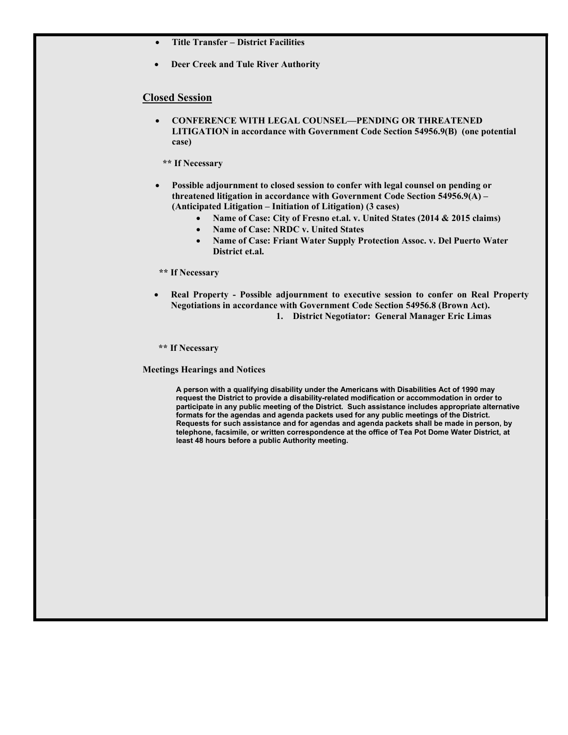- **Title Transfer – District Facilities**
- **Deer Creek and Tule River Authority**

## Closed Session

- **CONFERENCE WITH LEGAL COUNSEL—PENDING OR THREATENED LITIGATION in accordance with Government Code Section 54956.9(B) (one potential case)**

**\*\* If Necessary**

- **Possible adjournment to closed session to confer with legal counsel on pending or threatened litigation in accordance with Government Code Section 54956.9(A) – (Anticipated Litigation – Initiation of Litigation) (3 cases)**
  - **Name of Case: City of Fresno et.al. v. United States (2014 & 2015 claims)**
  - **Name of Case: NRDC v. United States**
  - **Name of Case: Friant Water Supply Protection Assoc. v. Del Puerto Water District et.al.**

**\*\* If Necessary**

- **Real Property - Possible adjournment to executive session to confer on Real Property Negotiations in accordance with Government Code Section 54956.8 (Brown Act).**
  1. **District Negotiator: General Manager Eric Limas**

**\*\* If Necessary**

**Meetings Hearings and Notices**

**A person with a qualifying disability under the Americans with Disabilities Act of 1990 may request the District to provide a disability-related modification or accommodation in order to participate in any public meeting of the District. Such assistance includes appropriate alternative formats for the agendas and agenda packets used for any public meetings of the District. Requests for such assistance and for agendas and agenda packets shall be made in person, by telephone, facsimile, or written correspondence at the office of Tea Pot Dome Water District, at least 48 hours before a public Authority meeting.**